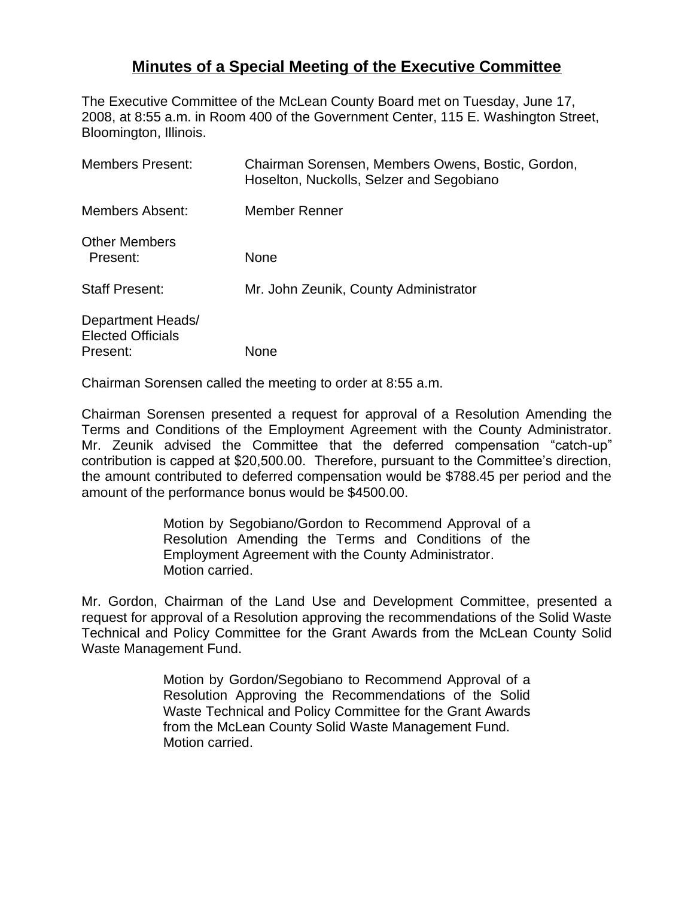# Minutes of a Special Meeting of the Executive Committee

The Executive Committee of the McLean County Board met on Tuesday, June 17, 2008, at 8:55 a.m. in Room 400 of the Government Center, 115 E. Washington Street, Bloomington, Illinois.

| | |
|---|---|
| Members Present: | Chairman Sorensen, Members Owens, Bostic, Gordon, Hoselton, Nuckolls, Selzer and Segobiano |
| Members Absent: | Member Renner |
| Other Members Present: | None |
| Staff Present: | Mr. John Zeunik, County Administrator |
| Department Heads/ Elected Officials Present: | None |

Chairman Sorensen called the meeting to order at 8:55 a.m.

Chairman Sorensen presented a request for approval of a Resolution Amending the Terms and Conditions of the Employment Agreement with the County Administrator. Mr. Zeunik advised the Committee that the deferred compensation "catch-up" contribution is capped at $20,500.00. Therefore, pursuant to the Committee's direction, the amount contributed to deferred compensation would be $788.45 per period and the amount of the performance bonus would be $4500.00.

> Motion by Segobiano/Gordon to Recommend Approval of a Resolution Amending the Terms and Conditions of the Employment Agreement with the County Administrator.
> Motion carried.

Mr. Gordon, Chairman of the Land Use and Development Committee, presented a request for approval of a Resolution approving the recommendations of the Solid Waste Technical and Policy Committee for the Grant Awards from the McLean County Solid Waste Management Fund.

> Motion by Gordon/Segobiano to Recommend Approval of a Resolution Approving the Recommendations of the Solid Waste Technical and Policy Committee for the Grant Awards from the McLean County Solid Waste Management Fund.
> Motion carried.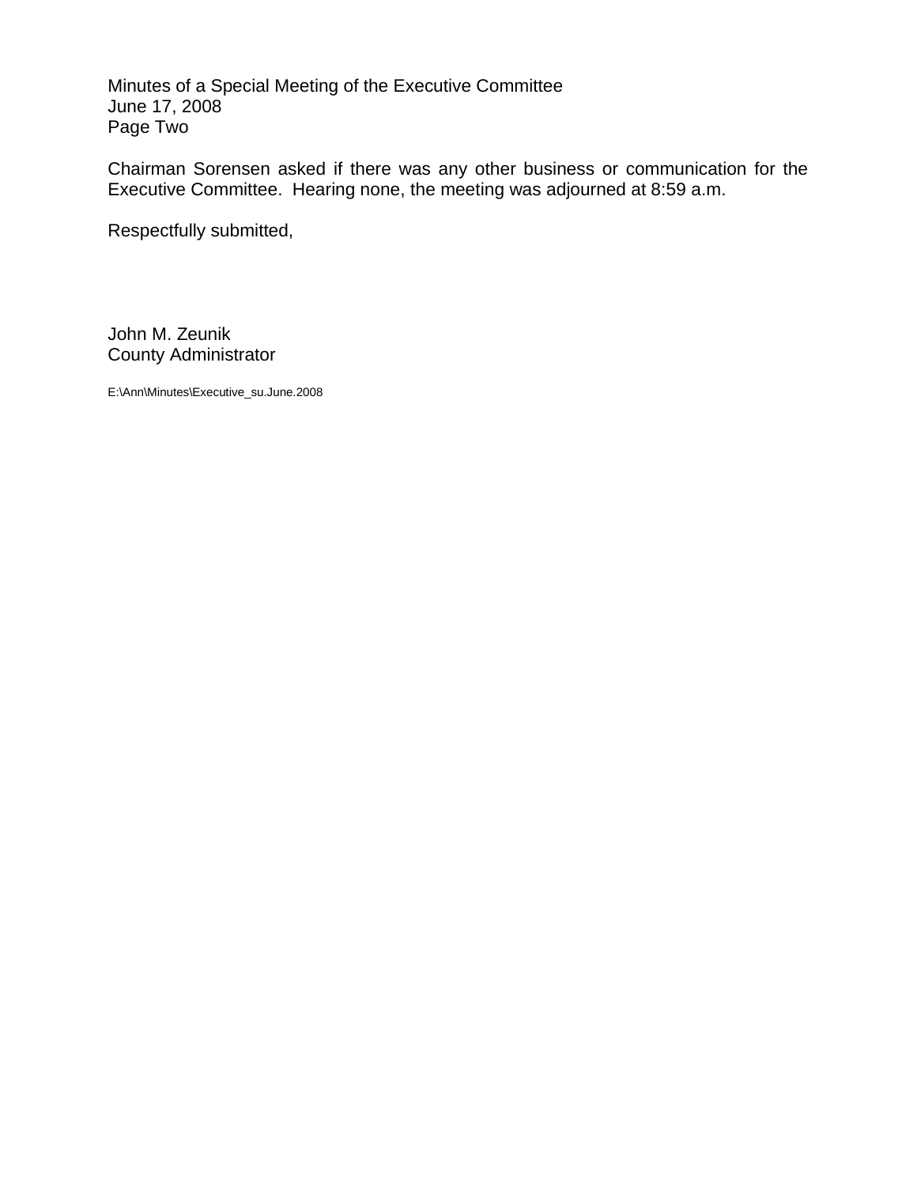Chairman Sorensen asked if there was any other business or communication for the Executive Committee. Hearing none, the meeting was adjourned at 8:59 a.m.

Respectfully submitted,

John M. Zeunik
County Administrator

E:\Ann\Minutes\Executive_su.June.2008